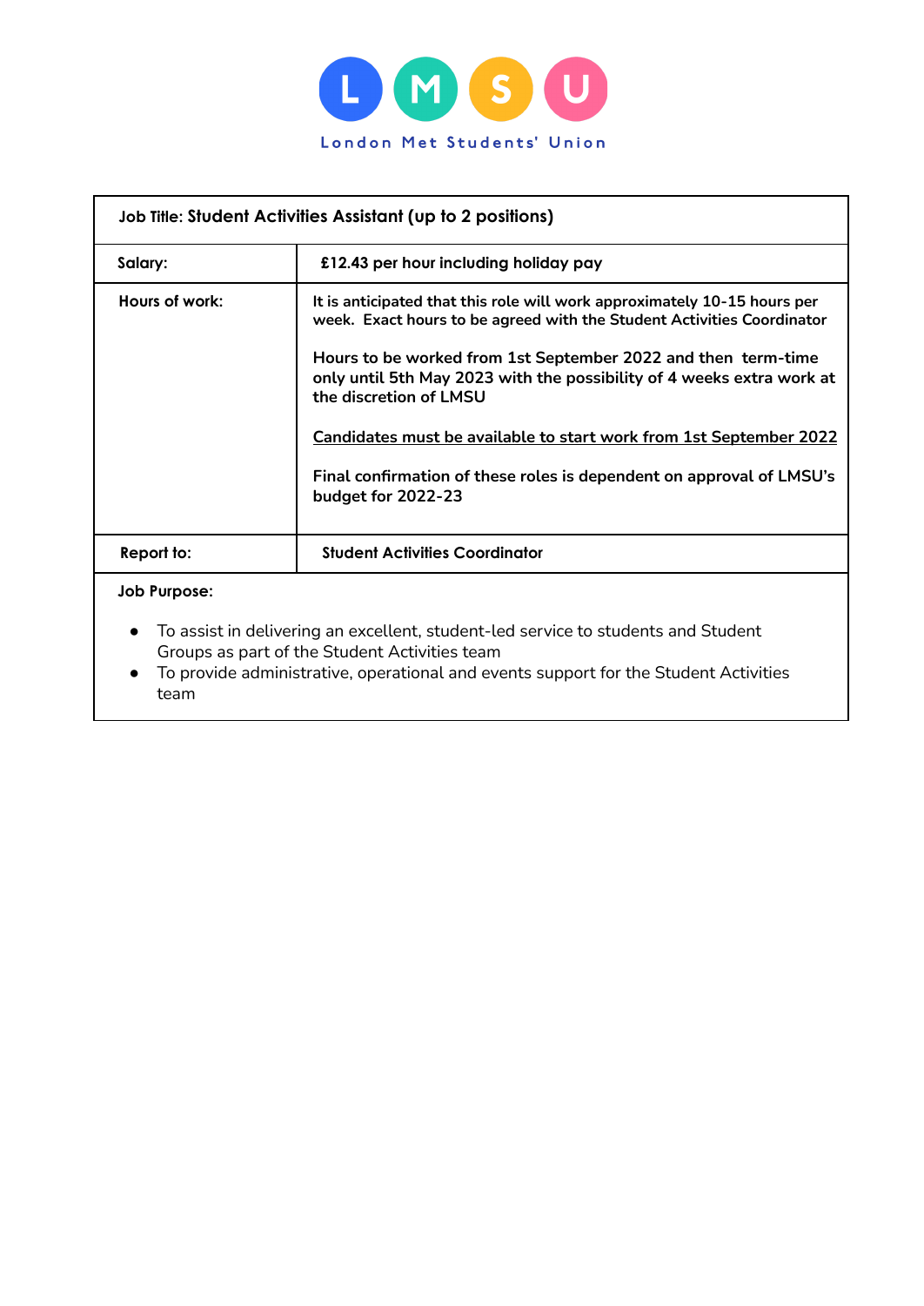LMSU

London Met Students' Union

| Job Title: Student Activities Assistant (up to 2 positions) | |
|---|---|
| Salary: | £12.43 per hour including holiday pay |
| Hours of work: | It is anticipated that this role will work approximately 10-15 hours per week. Exact hours to be agreed with the Student Activities Coordinator<br><br>Hours to be worked from 1st September 2022 and then term-time only until 5th May 2023 with the possibility of 4 weeks extra work at the discretion of LMSU<br><br><u>Candidates must be available to start work from 1st September 2022</u><br><br>Final confirmation of these roles is dependent on approval of LMSU's budget for 2022-23 |
| Report to: | Student Activities Coordinator |

**Job Purpose:**

- To assist in delivering an excellent, student-led service to students and Student Groups as part of the Student Activities team
- To provide administrative, operational and events support for the Student Activities team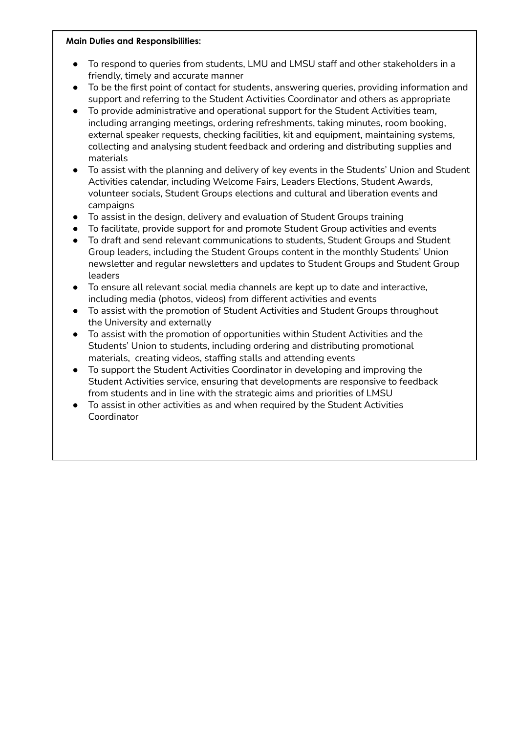**Main Duties and Responsibilities:**

- To respond to queries from students, LMU and LMSU staff and other stakeholders in a friendly, timely and accurate manner
- To be the first point of contact for students, answering queries, providing information and support and referring to the Student Activities Coordinator and others as appropriate
- To provide administrative and operational support for the Student Activities team, including arranging meetings, ordering refreshments, taking minutes, room booking, external speaker requests, checking facilities, kit and equipment, maintaining systems, collecting and analysing student feedback and ordering and distributing supplies and materials
- To assist with the planning and delivery of key events in the Students' Union and Student Activities calendar, including Welcome Fairs, Leaders Elections, Student Awards, volunteer socials, Student Groups elections and cultural and liberation events and campaigns
- To assist in the design, delivery and evaluation of Student Groups training
- To facilitate, provide support for and promote Student Group activities and events
- To draft and send relevant communications to students, Student Groups and Student Group leaders, including the Student Groups content in the monthly Students' Union newsletter and regular newsletters and updates to Student Groups and Student Group leaders
- To ensure all relevant social media channels are kept up to date and interactive, including media (photos, videos) from different activities and events
- To assist with the promotion of Student Activities and Student Groups throughout the University and externally
- To assist with the promotion of opportunities within Student Activities and the Students' Union to students, including ordering and distributing promotional materials, creating videos, staffing stalls and attending events
- To support the Student Activities Coordinator in developing and improving the Student Activities service, ensuring that developments are responsive to feedback from students and in line with the strategic aims and priorities of LMSU
- To assist in other activities as and when required by the Student Activities Coordinator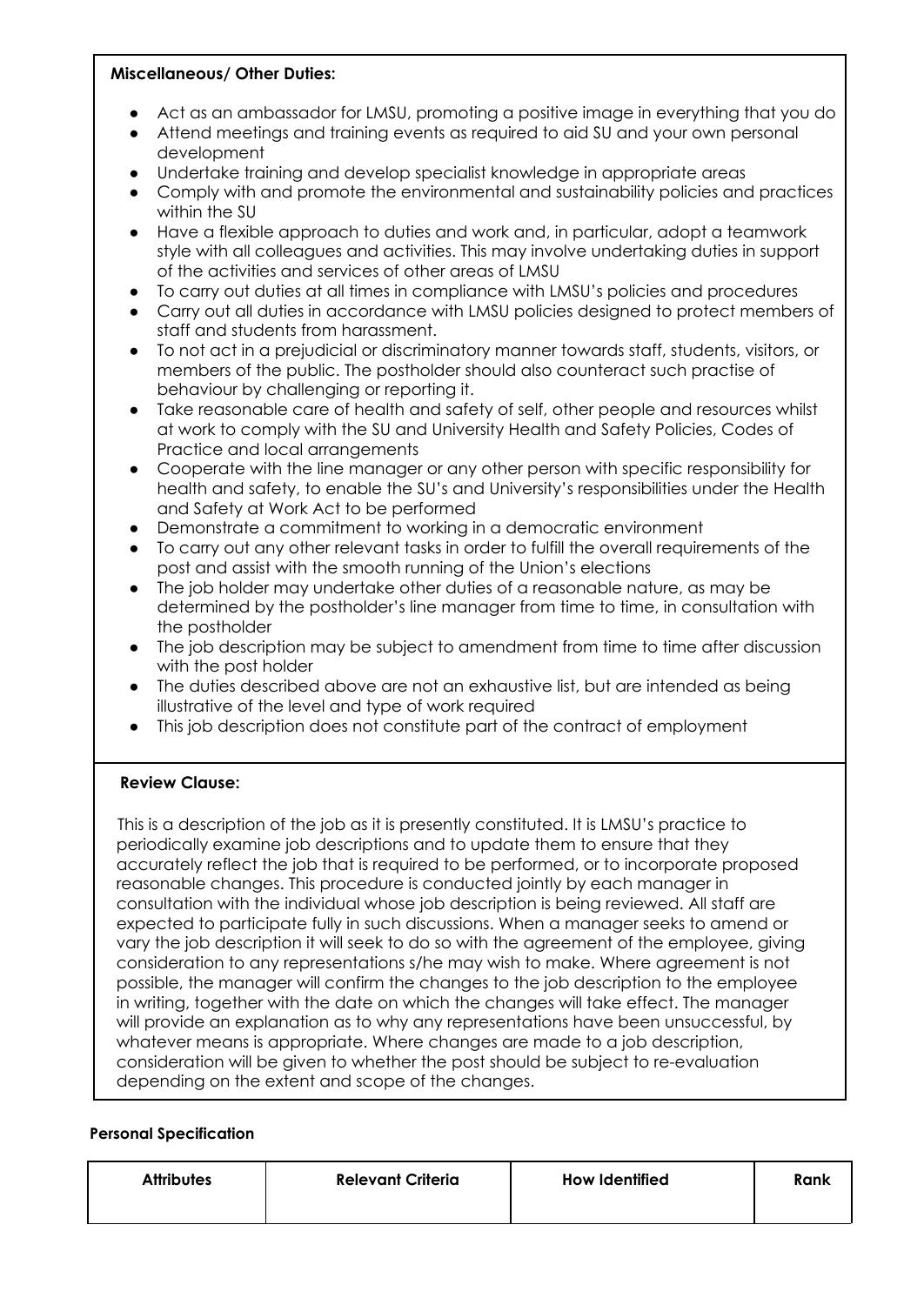**Miscellaneous/ Other Duties:**

- Act as an ambassador for LMSU, promoting a positive image in everything that you do
- Attend meetings and training events as required to aid SU and your own personal development
- Undertake training and develop specialist knowledge in appropriate areas
- Comply with and promote the environmental and sustainability policies and practices within the SU
- Have a flexible approach to duties and work and, in particular, adopt a teamwork style with all colleagues and activities. This may involve undertaking duties in support of the activities and services of other areas of LMSU
- To carry out duties at all times in compliance with LMSU's policies and procedures
- Carry out all duties in accordance with LMSU policies designed to protect members of staff and students from harassment.
- To not act in a prejudicial or discriminatory manner towards staff, students, visitors, or members of the public. The postholder should also counteract such practise of behaviour by challenging or reporting it.
- Take reasonable care of health and safety of self, other people and resources whilst at work to comply with the SU and University Health and Safety Policies, Codes of Practice and local arrangements
- Cooperate with the line manager or any other person with specific responsibility for health and safety, to enable the SU's and University's responsibilities under the Health and Safety at Work Act to be performed
- Demonstrate a commitment to working in a democratic environment
- To carry out any other relevant tasks in order to fulfill the overall requirements of the post and assist with the smooth running of the Union's elections
- The job holder may undertake other duties of a reasonable nature, as may be determined by the postholder's line manager from time to time, in consultation with the postholder
- The job description may be subject to amendment from time to time after discussion with the post holder
- The duties described above are not an exhaustive list, but are intended as being illustrative of the level and type of work required
- This job description does not constitute part of the contract of employment

**Review Clause:**

This is a description of the job as it is presently constituted. It is LMSU's practice to periodically examine job descriptions and to update them to ensure that they accurately reflect the job that is required to be performed, or to incorporate proposed reasonable changes. This procedure is conducted jointly by each manager in consultation with the individual whose job description is being reviewed. All staff are expected to participate fully in such discussions. When a manager seeks to amend or vary the job description it will seek to do so with the agreement of the employee, giving consideration to any representations s/he may wish to make. Where agreement is not possible, the manager will confirm the changes to the job description to the employee in writing, together with the date on which the changes will take effect. The manager will provide an explanation as to why any representations have been unsuccessful, by whatever means is appropriate. Where changes are made to a job description, consideration will be given to whether the post should be subject to re-evaluation depending on the extent and scope of the changes.

**Personal Specification**

| Attributes | Relevant Criteria | How Identified | Rank |
|---|---|---|---|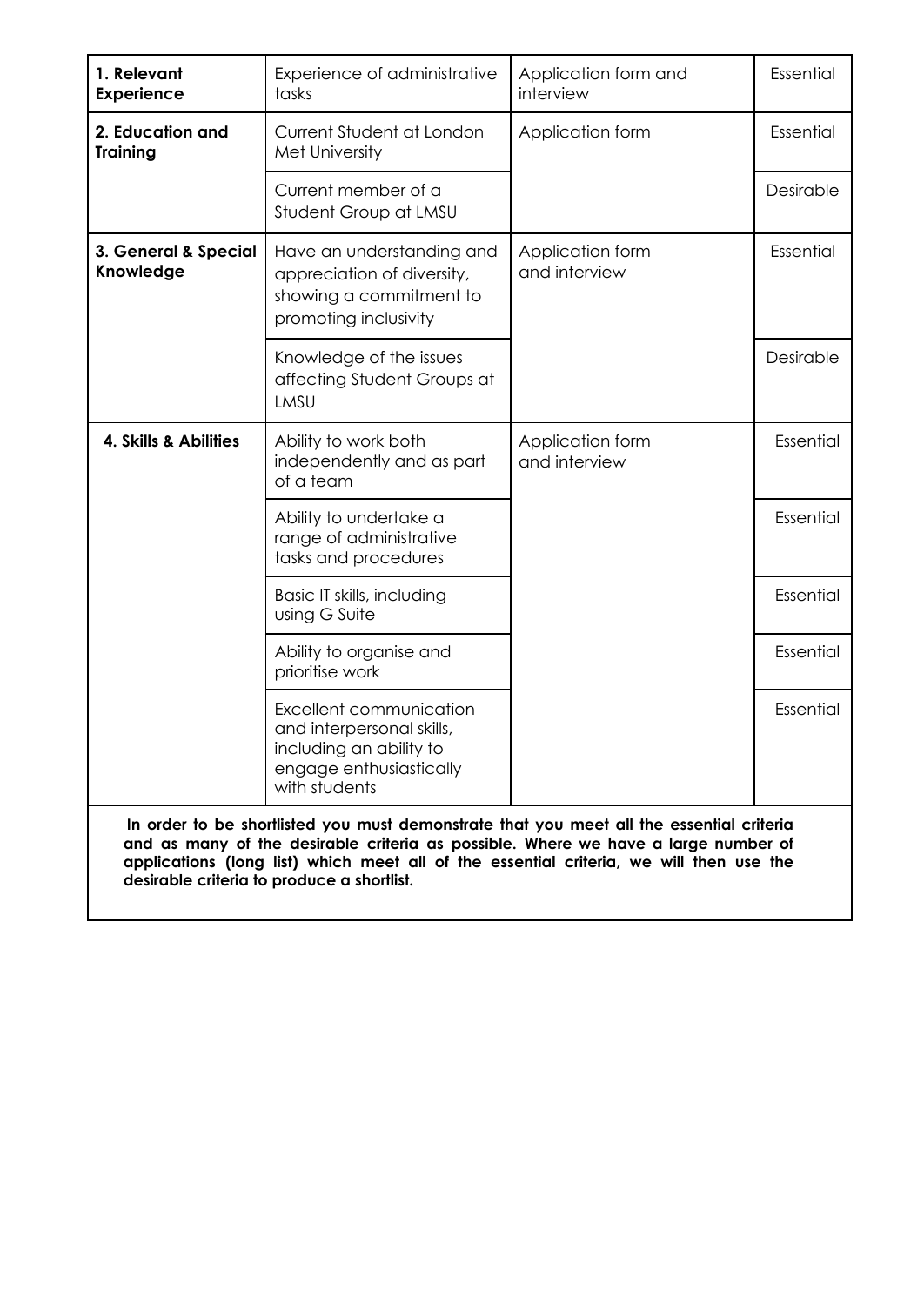| | | | |
|---|---|---|---|
| **1. Relevant Experience** | Experience of administrative tasks | Application form and interview | Essential |
| **2. Education and Training** | Current Student at London Met University | Application form | Essential |
| | Current member of a Student Group at LMSU | | Desirable |
| **3. General & Special Knowledge** | Have an understanding and appreciation of diversity, showing a commitment to promoting inclusivity | Application form and interview | Essential |
| | Knowledge of the issues affecting Student Groups at LMSU | | Desirable |
| **4. Skills & Abilities** | Ability to work both independently and as part of a team | Application form and interview | Essential |
| | Ability to undertake a range of administrative tasks and procedures | | Essential |
| | Basic IT skills, including using G Suite | | Essential |
| | Ability to organise and prioritise work | | Essential |
| | Excellent communication and interpersonal skills, including an ability to engage enthusiastically with students | | Essential |

**In order to be shortlisted you must demonstrate that you meet all the essential criteria and as many of the desirable criteria as possible. Where we have a large number of applications (long list) which meet all of the essential criteria, we will then use the desirable criteria to produce a shortlist.**